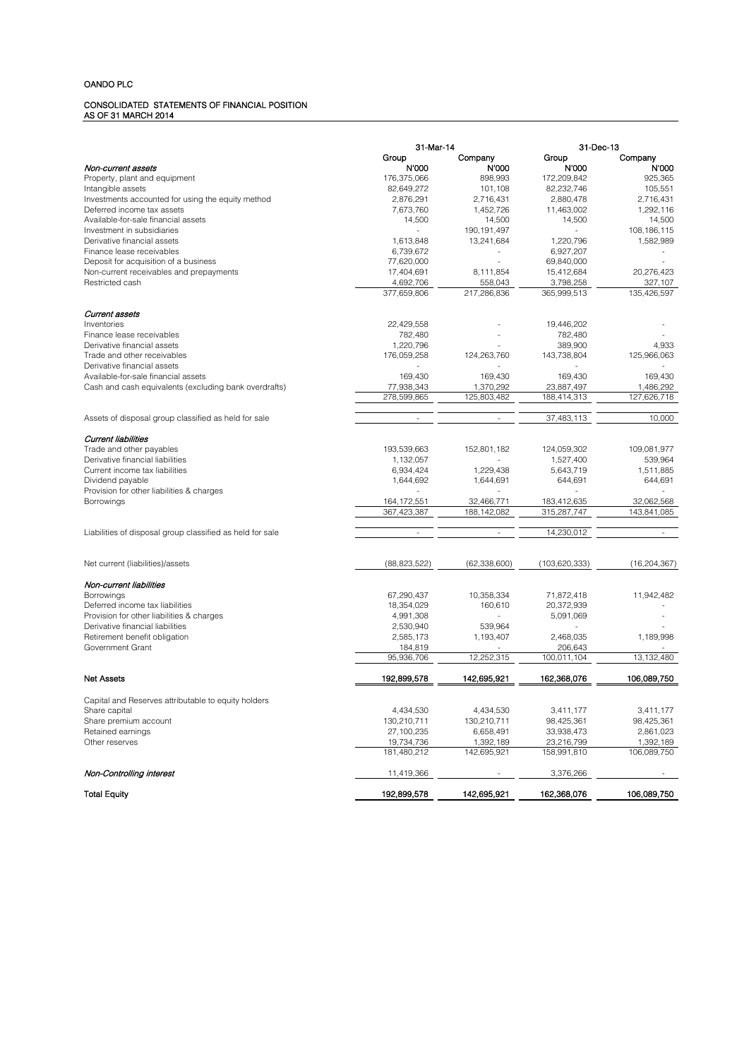OANDO PLC

CONSOLIDATED STATEMENTS OF FINANCIAL POSITION
AS OF 31 MARCH 2014

| | 31-Mar-14 | | 31-Dec-13 | |
|---|---|---|---|---|
| | Group | Company | Group | Company |
| *Non-current assets* | N'000 | N'000 | N'000 | N'000 |
| Property, plant and equipment | 176,375,066 | 898,993 | 172,209,842 | 925,365 |
| Intangible assets | 82,649,272 | 101,108 | 82,232,746 | 105,551 |
| Investments accounted for using the equity method | 2,876,291 | 2,716,431 | 2,880,478 | 2,716,431 |
| Deferred income tax assets | 7,673,760 | 1,452,726 | 11,463,002 | 1,292,116 |
| Available-for-sale financial assets | 14,500 | 14,500 | 14,500 | 14,500 |
| Investment in subsidiaries | - | 190,191,497 | - | 108,186,115 |
| Derivative financial assets | 1,613,848 | 13,241,684 | 1,220,796 | 1,582,989 |
| Finance lease receivables | 6,739,672 | - | 6,927,207 | - |
| Deposit for acquisition of a business | 77,620,000 | - | 69,840,000 | - |
| Non-current receivables and prepayments | 17,404,691 | 8,111,854 | 15,412,684 | 20,276,423 |
| Restricted cash | 4,692,706 | 558,043 | 3,798,258 | 327,107 |
| | 377,659,806 | 217,286,836 | 365,999,513 | 135,426,597 |
| *Current assets* | | | | |
| Inventories | 22,429,558 | - | 19,446,202 | - |
| Finance lease receivables | 782,480 | - | 782,480 | - |
| Derivative financial assets | 1,220,796 | - | 389,900 | 4,933 |
| Trade and other receivables | 176,059,258 | 124,263,760 | 143,738,804 | 125,966,063 |
| Derivative financial assets | - | - | - | - |
| Available-for-sale financial assets | 169,430 | 169,430 | 169,430 | 169,430 |
| Cash and cash equivalents (excluding bank overdrafts) | 77,938,343 | 1,370,292 | 23,887,497 | 1,486,292 |
| | 278,599,865 | 125,803,482 | 188,414,313 | 127,626,718 |
| Assets of disposal group classified as held for sale | - | - | 37,483,113 | 10,000 |
| *Current liabilities* | | | | |
| Trade and other payables | 193,539,663 | 152,801,182 | 124,059,302 | 109,081,977 |
| Derivative financial liabilities | 1,132,057 | - | 1,527,400 | 539,964 |
| Current income tax liabilities | 6,934,424 | 1,229,438 | 5,643,719 | 1,511,885 |
| Dividend payable | 1,644,692 | 1,644,691 | 644,691 | 644,691 |
| Provision for other liabilities & charges | - | - | - | - |
| Borrowings | 164,172,551 | 32,466,771 | 183,412,635 | 32,062,568 |
| | 367,423,387 | 188,142,082 | 315,287,747 | 143,841,085 |
| Liabilities of disposal group classified as held for sale | - | - | 14,230,012 | - |
| Net current (liabilities)/assets | (88,823,522) | (62,338,600) | (103,620,333) | (16,204,367) |
| *Non-current liabilities* | | | | |
| Borrowings | 67,290,437 | 10,358,334 | 71,872,418 | 11,942,482 |
| Deferred income tax liabilities | 18,354,029 | 160,610 | 20,372,939 | - |
| Provision for other liabilities & charges | 4,991,308 | - | 5,091,069 | - |
| Derivative financial liabilities | 2,530,940 | 539,964 | - | - |
| Retirement benefit obligation | 2,585,173 | 1,193,407 | 2,468,035 | 1,189,998 |
| Government Grant | 184,819 | - | 206,643 | - |
| | 95,936,706 | 12,252,315 | 100,011,104 | 13,132,480 |
| **Net Assets** | **192,899,578** | **142,695,921** | **162,368,076** | **106,089,750** |
| Capital and Reserves attributable to equity holders | | | | |
| Share capital | 4,434,530 | 4,434,530 | 3,411,177 | 3,411,177 |
| Share premium account | 130,210,711 | 130,210,711 | 98,425,361 | 98,425,361 |
| Retained earnings | 27,100,235 | 6,658,491 | 33,938,473 | 2,861,023 |
| Other reserves | 19,734,736 | 1,392,189 | 23,216,799 | 1,392,189 |
| | 181,480,212 | 142,695,921 | 158,991,810 | 106,089,750 |
| ***Non-Controlling interest*** | 11,419,366 | - | 3,376,266 | - |
| **Total Equity** | **192,899,578** | **142,695,921** | **162,368,076** | **106,089,750** |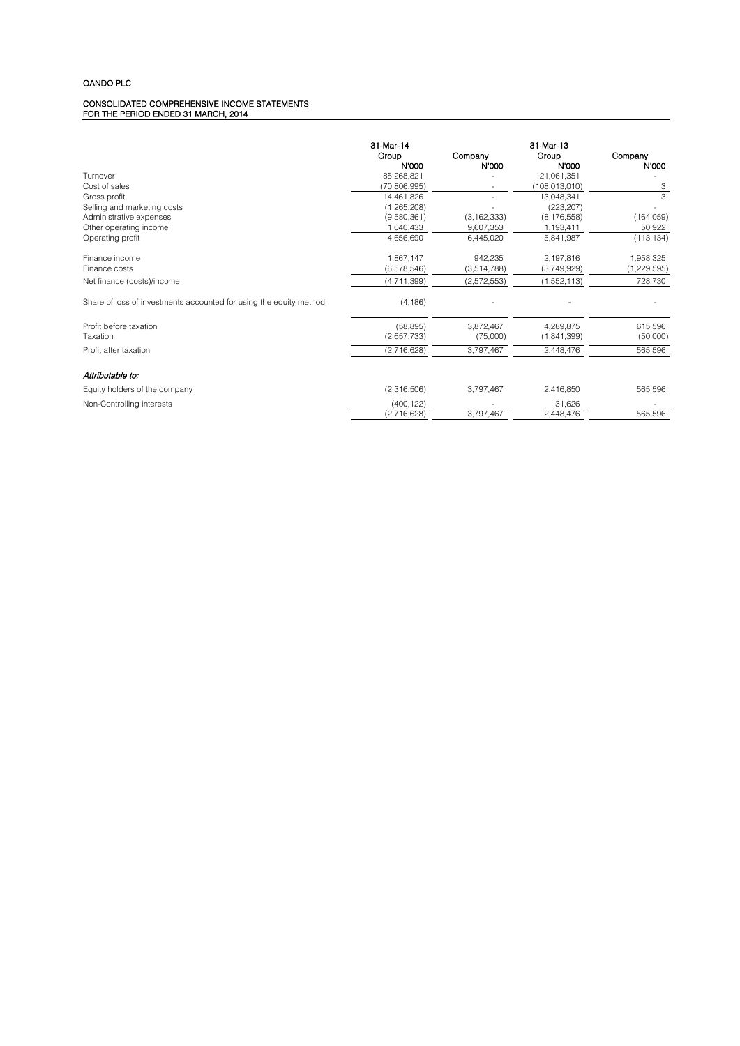OANDO PLC

CONSOLIDATED COMPREHENSIVE INCOME STATEMENTS
FOR THE PERIOD ENDED 31 MARCH, 2014

| | 31-Mar-14 | | 31-Mar-13 | |
|---|---|---|---|---|
| | Group | Company | Group | Company |
| | N'000 | N'000 | N'000 | N'000 |
| Turnover | 85,268,821 | - | 121,061,351 | - |
| Cost of sales | (70,806,995) | - | (108,013,010) | 3 |
| Gross profit | 14,461,826 | - | 13,048,341 | 3 |
| Selling and marketing costs | (1,265,208) | - | (223,207) | - |
| Administrative expenses | (9,580,361) | (3,162,333) | (8,176,558) | (164,059) |
| Other operating income | 1,040,433 | 9,607,353 | 1,193,411 | 50,922 |
| Operating profit | 4,656,690 | 6,445,020 | 5,841,987 | (113,134) |
| Finance income | 1,867,147 | 942,235 | 2,197,816 | 1,958,325 |
| Finance costs | (6,578,546) | (3,514,788) | (3,749,929) | (1,229,595) |
| Net finance (costs)/income | (4,711,399) | (2,572,553) | (1,552,113) | 728,730 |
| Share of loss of investments accounted for using the equity method | (4,186) | - | - | - |
| Profit before taxation | (58,895) | 3,872,467 | 4,289,875 | 615,596 |
| Taxation | (2,657,733) | (75,000) | (1,841,399) | (50,000) |
| Profit after taxation | (2,716,628) | 3,797,467 | 2,448,476 | 565,596 |
| *Attributable to:* | | | | |
| Equity holders of the company | (2,316,506) | 3,797,467 | 2,416,850 | 565,596 |
| Non-Controlling interests | (400,122) | - | 31,626 | - |
| | (2,716,628) | 3,797,467 | 2,448,476 | 565,596 |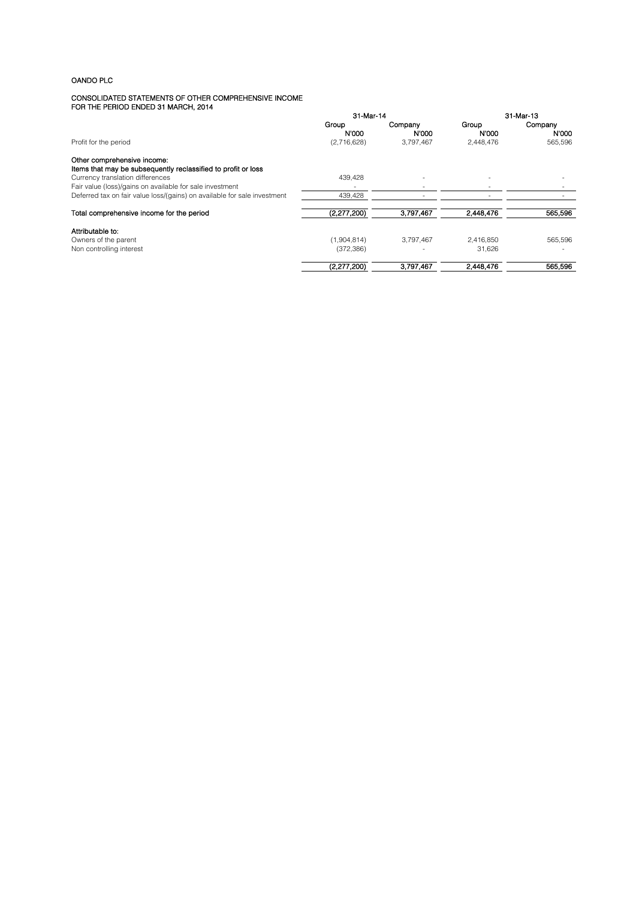OANDO PLC

CONSOLIDATED STATEMENTS OF OTHER COMPREHENSIVE INCOME
FOR THE PERIOD ENDED 31 MARCH, 2014

| | 31-Mar-14 | | 31-Mar-13 | |
|---|---|---|---|---|
| | Group | Company | Group | Company |
| | N'000 | N'000 | N'000 | N'000 |
| Profit for the period | (2,716,628) | 3,797,467 | 2,448,476 | 565,596 |
| **Other comprehensive income:** | | | | |
| **Items that may be subsequently reclassified to profit or loss** | | | | |
| Currency translation differences | 439,428 | - | - | - |
| Fair value (loss)/gains on available for sale investment | - | - | - | - |
| Deferred tax on fair value loss/(gains) on available for sale investment | 439,428 | - | - | - |
| **Total comprehensive income for the period** | **(2,277,200)** | **3,797,467** | **2,448,476** | **565,596** |
| **Attributable to:** | | | | |
| Owners of the parent | (1,904,814) | 3,797,467 | 2,416,850 | 565,596 |
| Non controlling interest | (372,386) | - | 31,626 | - |
| | **(2,277,200)** | **3,797,467** | **2,448,476** | **565,596** |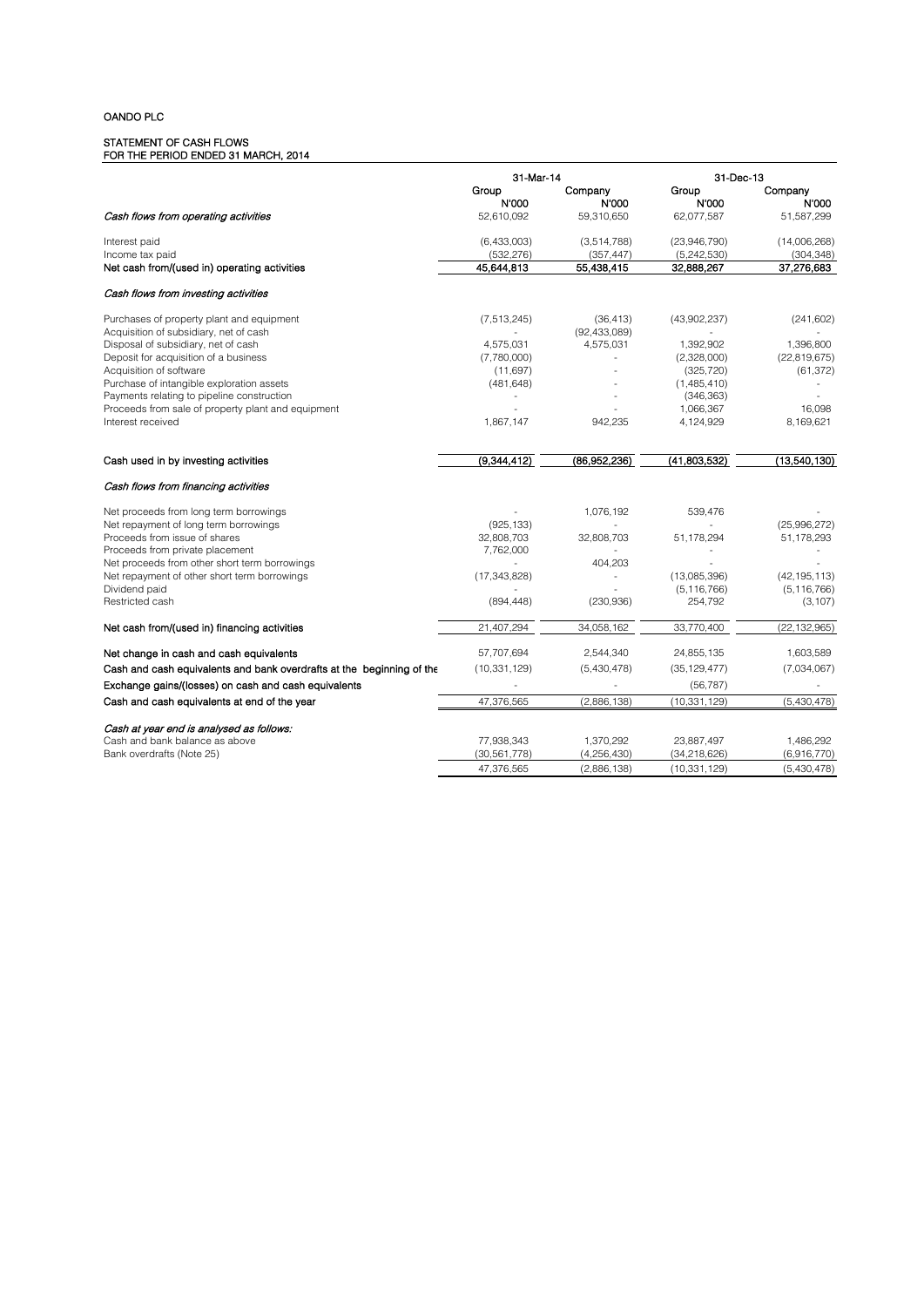OANDO PLC

STATEMENT OF CASH FLOWS
FOR THE PERIOD ENDED 31 MARCH, 2014

| | 31-Mar-14 | | 31-Dec-13 | |
|---|---|---|---|---|
| | Group N'000 | Company N'000 | Group N'000 | Company N'000 |
| *Cash flows from operating activities* | 52,610,092 | 59,310,650 | 62,077,587 | 51,587,299 |
| Interest paid | (6,433,003) | (3,514,788) | (23,946,790) | (14,006,268) |
| Income tax paid | (532,276) | (357,447) | (5,242,530) | (304,348) |
| **Net cash from/(used in) operating activities** | **45,644,813** | **55,438,415** | **32,888,267** | **37,276,683** |
| *Cash flows from investing activities* | | | | |
| Purchases of property plant and equipment | (7,513,245) | (36,413) | (43,902,237) | (241,602) |
| Acquisition of subsidiary, net of cash | - | (92,433,089) | - | - |
| Disposal of subsidiary, net of cash | 4,575,031 | 4,575,031 | 1,392,902 | 1,396,800 |
| Deposit for acquisition of a business | (7,780,000) | - | (2,328,000) | (22,819,675) |
| Acquisition of software | (11,697) | - | (325,720) | (61,372) |
| Purchase of intangible exploration assets | (481,648) | - | (1,485,410) | - |
| Payments relating to pipeline construction | - | - | (346,363) | - |
| Proceeds from sale of property plant and equipment | - | - | 1,066,367 | 16,098 |
| Interest received | 1,867,147 | 942,235 | 4,124,929 | 8,169,621 |
| **Cash used in by investing activities** | **(9,344,412)** | **(86,952,236)** | **(41,803,532)** | **(13,540,130)** |
| *Cash flows from financing activities* | | | | |
| Net proceeds from long term borrowings | - | 1,076,192 | 539,476 | - |
| Net repayment of long term borrowings | (925,133) | - | - | (25,996,272) |
| Proceeds from issue of shares | 32,808,703 | 32,808,703 | 51,178,294 | 51,178,293 |
| Proceeds from private placement | 7,762,000 | - | - | - |
| Net proceeds from other short term borrowings | - | 404,203 | - | - |
| Net repayment of other short term borrowings | (17,343,828) | - | (13,085,396) | (42,195,113) |
| Dividend paid | - | - | (5,116,766) | (5,116,766) |
| Restricted cash | (894,448) | (230,936) | 254,792 | (3,107) |
| **Net cash from/(used in) financing activities** | 21,407,294 | 34,058,162 | 33,770,400 | (22,132,965) |
| **Net change in cash and cash equivalents** | 57,707,694 | 2,544,340 | 24,855,135 | 1,603,589 |
| **Cash and cash equivalents and bank overdrafts at the beginning of the** | (10,331,129) | (5,430,478) | (35,129,477) | (7,034,067) |
| **Exchange gains/(losses) on cash and cash equivalents** | - | - | (56,787) | - |
| **Cash and cash equivalents at end of the year** | 47,376,565 | (2,886,138) | (10,331,129) | (5,430,478) |
| *Cash at year end is analysed as follows:* | | | | |
| Cash and bank balance as above | 77,938,343 | 1,370,292 | 23,887,497 | 1,486,292 |
| Bank overdrafts (Note 25) | (30,561,778) | (4,256,430) | (34,218,626) | (6,916,770) |
| | 47,376,565 | (2,886,138) | (10,331,129) | (5,430,478) |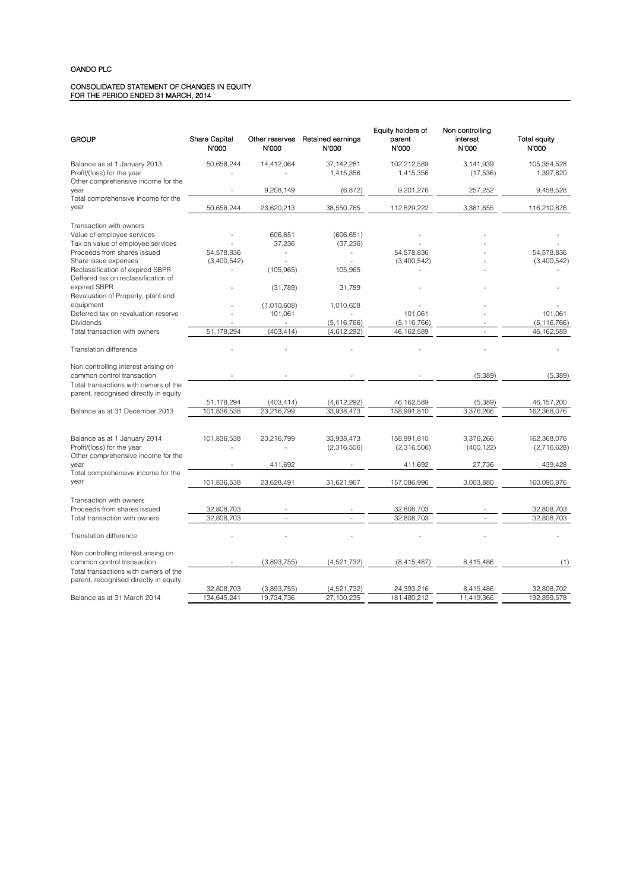OANDO PLC

CONSOLIDATED STATEMENT OF CHANGES IN EQUITY
FOR THE PERIOD ENDED 31 MARCH, 2014

| GROUP | Share Capital N'000 | Other reserves N'000 | Retained earnings N'000 | Equity holders of parent N'000 | Non controlling interest N'000 | Total equity N'000 |
|---|---|---|---|---|---|---|
| Balance as at 1 January 2013 | 50,658,244 | 14,412,064 | 37,142,281 | 102,212,589 | 3,141,939 | 105,354,528 |
| Profit/(loss) for the year | - | - | 1,415,356 | 1,415,356 | (17,536) | 1,397,820 |
| Other comprehensive income for the year | - | 9,208,149 | (6,872) | 9,201,276 | 257,252 | 9,458,528 |
| Total comprehensive income for the year | 50,658,244 | 23,620,213 | 38,550,765 | 112,829,222 | 3,381,655 | 116,210,876 |
| Transaction with owners | | | | | | |
| Value of employee services | - | 606,651 | (606,651) | - | - | - |
| Tax on value of employee services | - | 37,236 | (37,236) | - | - | - |
| Proceeds from shares issued | 54,578,836 | - | - | 54,578,836 | - | 54,578,836 |
| Share issue expenses | (3,400,542) | - | - | (3,400,542) | - | (3,400,542) |
| Reclassification of expired SBPR | - | (105,965) | 105,965 | - | - | - |
| Deffered tax on reclassification of expired SBPR | - | (31,789) | 31,789 | - | - | - |
| Revaluation of Property, plant and equipment | - | (1,010,608) | 1,010,608 | - | - | - |
| Deferred tax on revaluation reserve | - | 101,061 | - | 101,061 | - | 101,061 |
| Dividends | - | - | (5,116,766) | (5,116,766) | - | (5,116,766) |
| Total transaction with owners | 51,178,294 | (403,414) | (4,612,292) | 46,162,589 | - | 46,162,589 |
| Translation difference | - | - | - | - | - | - |
| Non controlling interest arising on common control transaction | - | - | - | - | (5,389) | (5,389) |
| Total transactions with owners of the parent, recognised directly in equity | 51,178,294 | (403,414) | (4,612,292) | 46,162,589 | (5,389) | 46,157,200 |
| Balance as at 31 December 2013 | 101,836,538 | 23,216,799 | 33,938,473 | 158,991,810 | 3,376,266 | 162,368,076 |
| | | | | | | |
| Balance as at 1 January 2014 | 101,836,538 | 23,216,799 | 33,938,473 | 158,991,810 | 3,376,266 | 162,368,076 |
| Profit/(loss) for the year | - | - | (2,316,506) | (2,316,506) | (400,122) | (2,716,628) |
| Other comprehensive income for the year | - | 411,692 | - | 411,692 | 27,736 | 439,428 |
| Total comprehensive income for the year | 101,836,538 | 23,628,491 | 31,621,967 | 157,086,996 | 3,003,880 | 160,090,876 |
| Transaction with owners | | | | | | |
| Proceeds from shares issued | 32,808,703 | - | - | 32,808,703 | - | 32,808,703 |
| Total transaction with owners | 32,808,703 | - | - | 32,808,703 | - | 32,808,703 |
| Translation difference | - | - | - | - | - | - |
| Non controlling interest arising on common control transaction | - | (3,893,755) | (4,521,732) | (8,415,487) | 8,415,486 | (1) |
| Total transactions with owners of the parent, recognised directly in equity | 32,808,703 | (3,893,755) | (4,521,732) | 24,393,216 | 8,415,486 | 32,808,702 |
| Balance as at 31 March 2014 | 134,645,241 | 19,734,736 | 27,100,235 | 181,480,212 | 11,419,366 | 192,899,578 |